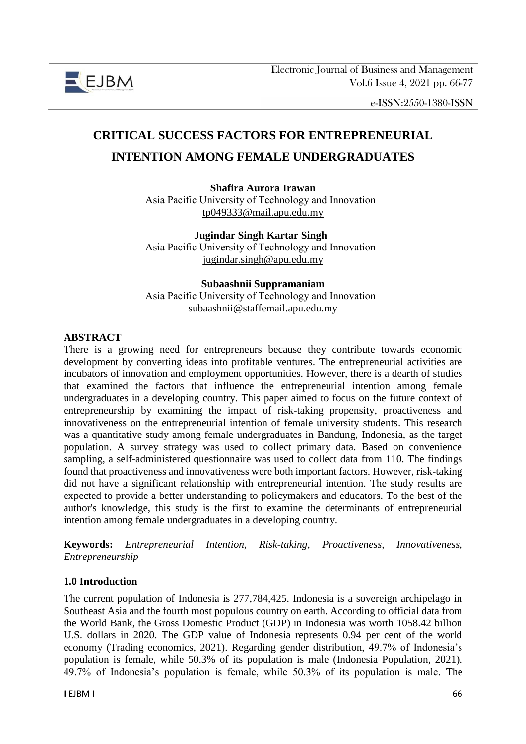# CRITICAL SUCCESS FACTORS FOR ENTREPRENEURIAL INTENTION AMONG FEMALE UNDERGRADUATES

**Shafira Aurora Irawan**
Asia Pacific University of Technology and Innovation
tp049333@mail.apu.edu.my

**Jugindar Singh Kartar Singh**
Asia Pacific University of Technology and Innovation
jugindar.singh@apu.edu.my

**Subaashnii Suppramaniam**
Asia Pacific University of Technology and Innovation
subaashnii@staffemail.apu.edu.my

## ABSTRACT

There is a growing need for entrepreneurs because they contribute towards economic development by converting ideas into profitable ventures. The entrepreneurial activities are incubators of innovation and employment opportunities. However, there is a dearth of studies that examined the factors that influence the entrepreneurial intention among female undergraduates in a developing country. This paper aimed to focus on the future context of entrepreneurship by examining the impact of risk-taking propensity, proactiveness and innovativeness on the entrepreneurial intention of female university students. This research was a quantitative study among female undergraduates in Bandung, Indonesia, as the target population. A survey strategy was used to collect primary data. Based on convenience sampling, a self-administered questionnaire was used to collect data from 110. The findings found that proactiveness and innovativeness were both important factors. However, risk-taking did not have a significant relationship with entrepreneurial intention. The study results are expected to provide a better understanding to policymakers and educators. To the best of the author's knowledge, this study is the first to examine the determinants of entrepreneurial intention among female undergraduates in a developing country.

**Keywords:** *Entrepreneurial Intention, Risk-taking, Proactiveness, Innovativeness, Entrepreneurship*

## 1.0 Introduction

The current population of Indonesia is 277,784,425. Indonesia is a sovereign archipelago in Southeast Asia and the fourth most populous country on earth. According to official data from the World Bank, the Gross Domestic Product (GDP) in Indonesia was worth 1058.42 billion U.S. dollars in 2020. The GDP value of Indonesia represents 0.94 per cent of the world economy (Trading economics, 2021). Regarding gender distribution, 49.7% of Indonesia's population is female, while 50.3% of its population is male (Indonesia Population, 2021). 49.7% of Indonesia's population is female, while 50.3% of its population is male. The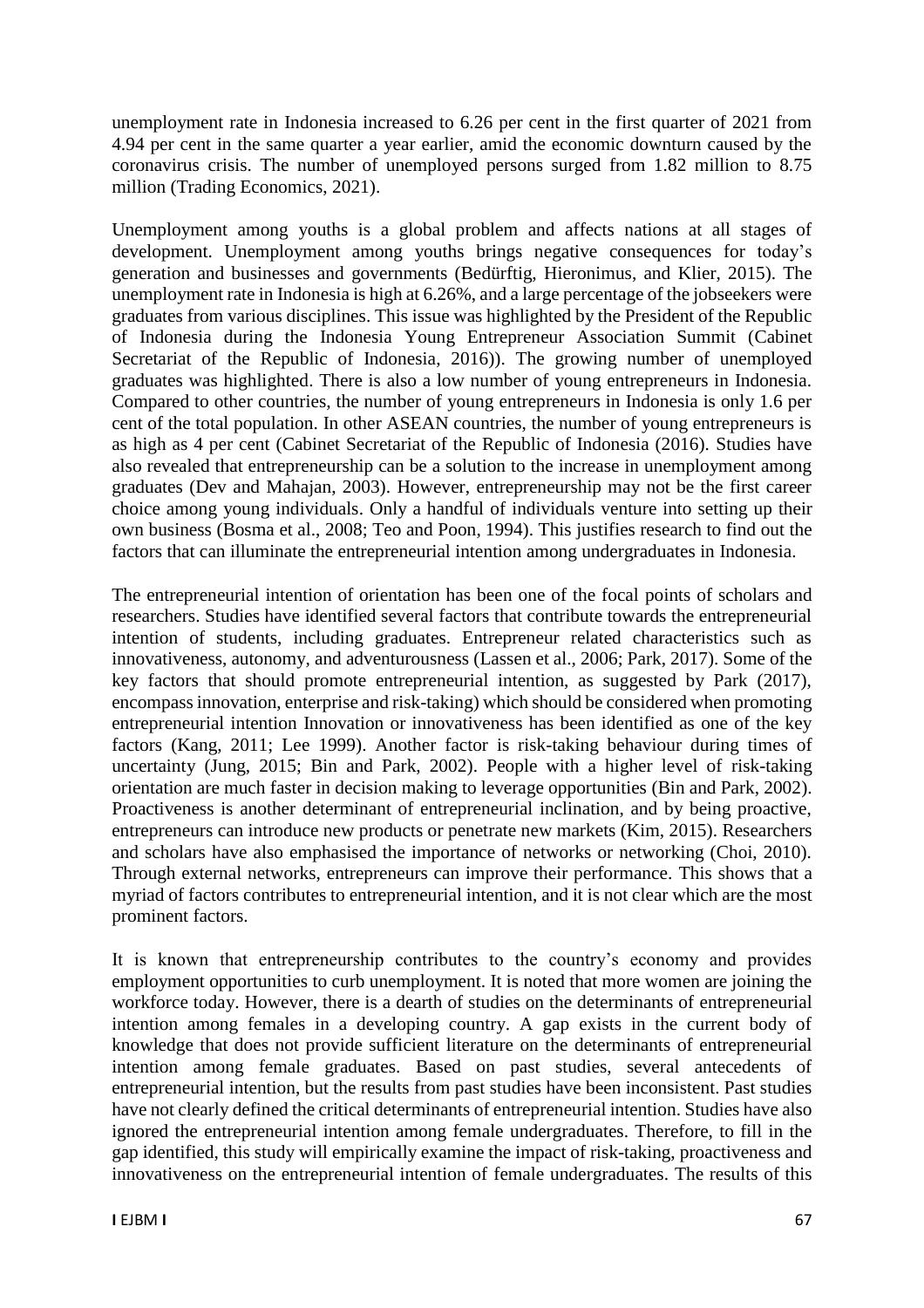unemployment rate in Indonesia increased to 6.26 per cent in the first quarter of 2021 from 4.94 per cent in the same quarter a year earlier, amid the economic downturn caused by the coronavirus crisis. The number of unemployed persons surged from 1.82 million to 8.75 million (Trading Economics, 2021).

Unemployment among youths is a global problem and affects nations at all stages of development. Unemployment among youths brings negative consequences for today's generation and businesses and governments (Bedürftig, Hieronimus, and Klier, 2015). The unemployment rate in Indonesia is high at 6.26%, and a large percentage of the jobseekers were graduates from various disciplines. This issue was highlighted by the President of the Republic of Indonesia during the Indonesia Young Entrepreneur Association Summit (Cabinet Secretariat of the Republic of Indonesia, 2016)). The growing number of unemployed graduates was highlighted. There is also a low number of young entrepreneurs in Indonesia. Compared to other countries, the number of young entrepreneurs in Indonesia is only 1.6 per cent of the total population. In other ASEAN countries, the number of young entrepreneurs is as high as 4 per cent (Cabinet Secretariat of the Republic of Indonesia (2016). Studies have also revealed that entrepreneurship can be a solution to the increase in unemployment among graduates (Dev and Mahajan, 2003). However, entrepreneurship may not be the first career choice among young individuals. Only a handful of individuals venture into setting up their own business (Bosma et al., 2008; Teo and Poon, 1994). This justifies research to find out the factors that can illuminate the entrepreneurial intention among undergraduates in Indonesia.

The entrepreneurial intention of orientation has been one of the focal points of scholars and researchers. Studies have identified several factors that contribute towards the entrepreneurial intention of students, including graduates. Entrepreneur related characteristics such as innovativeness, autonomy, and adventurousness (Lassen et al., 2006; Park, 2017). Some of the key factors that should promote entrepreneurial intention, as suggested by Park (2017), encompass innovation, enterprise and risk-taking) which should be considered when promoting entrepreneurial intention Innovation or innovativeness has been identified as one of the key factors (Kang, 2011; Lee 1999). Another factor is risk-taking behaviour during times of uncertainty (Jung, 2015; Bin and Park, 2002). People with a higher level of risk-taking orientation are much faster in decision making to leverage opportunities (Bin and Park, 2002). Proactiveness is another determinant of entrepreneurial inclination, and by being proactive, entrepreneurs can introduce new products or penetrate new markets (Kim, 2015). Researchers and scholars have also emphasised the importance of networks or networking (Choi, 2010). Through external networks, entrepreneurs can improve their performance. This shows that a myriad of factors contributes to entrepreneurial intention, and it is not clear which are the most prominent factors.

It is known that entrepreneurship contributes to the country's economy and provides employment opportunities to curb unemployment. It is noted that more women are joining the workforce today. However, there is a dearth of studies on the determinants of entrepreneurial intention among females in a developing country. A gap exists in the current body of knowledge that does not provide sufficient literature on the determinants of entrepreneurial intention among female graduates. Based on past studies, several antecedents of entrepreneurial intention, but the results from past studies have been inconsistent. Past studies have not clearly defined the critical determinants of entrepreneurial intention. Studies have also ignored the entrepreneurial intention among female undergraduates. Therefore, to fill in the gap identified, this study will empirically examine the impact of risk-taking, proactiveness and innovativeness on the entrepreneurial intention of female undergraduates. The results of this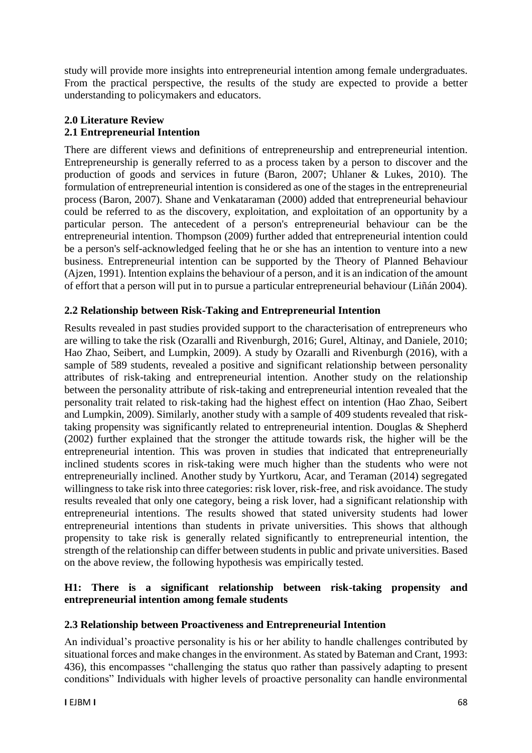study will provide more insights into entrepreneurial intention among female undergraduates. From the practical perspective, the results of the study are expected to provide a better understanding to policymakers and educators.

## 2.0 Literature Review

### 2.1 Entrepreneurial Intention

There are different views and definitions of entrepreneurship and entrepreneurial intention. Entrepreneurship is generally referred to as a process taken by a person to discover and the production of goods and services in future (Baron, 2007; Uhlaner & Lukes, 2010). The formulation of entrepreneurial intention is considered as one of the stages in the entrepreneurial process (Baron, 2007). Shane and Venkataraman (2000) added that entrepreneurial behaviour could be referred to as the discovery, exploitation, and exploitation of an opportunity by a particular person. The antecedent of a person's entrepreneurial behaviour can be the entrepreneurial intention. Thompson (2009) further added that entrepreneurial intention could be a person's self-acknowledged feeling that he or she has an intention to venture into a new business. Entrepreneurial intention can be supported by the Theory of Planned Behaviour (Ajzen, 1991). Intention explains the behaviour of a person, and it is an indication of the amount of effort that a person will put in to pursue a particular entrepreneurial behaviour (Liñán 2004).

### 2.2 Relationship between Risk-Taking and Entrepreneurial Intention

Results revealed in past studies provided support to the characterisation of entrepreneurs who are willing to take the risk (Ozaralli and Rivenburgh, 2016; Gurel, Altinay, and Daniele, 2010; Hao Zhao, Seibert, and Lumpkin, 2009). A study by Ozaralli and Rivenburgh (2016), with a sample of 589 students, revealed a positive and significant relationship between personality attributes of risk-taking and entrepreneurial intention. Another study on the relationship between the personality attribute of risk-taking and entrepreneurial intention revealed that the personality trait related to risk-taking had the highest effect on intention (Hao Zhao, Seibert and Lumpkin, 2009). Similarly, another study with a sample of 409 students revealed that risk-taking propensity was significantly related to entrepreneurial intention. Douglas & Shepherd (2002) further explained that the stronger the attitude towards risk, the higher will be the entrepreneurial intention. This was proven in studies that indicated that entrepreneurially inclined students scores in risk-taking were much higher than the students who were not entrepreneurially inclined. Another study by Yurtkoru, Acar, and Teraman (2014) segregated willingness to take risk into three categories: risk lover, risk-free, and risk avoidance. The study results revealed that only one category, being a risk lover, had a significant relationship with entrepreneurial intentions. The results showed that stated university students had lower entrepreneurial intentions than students in private universities. This shows that although propensity to take risk is generally related significantly to entrepreneurial intention, the strength of the relationship can differ between students in public and private universities. Based on the above review, the following hypothesis was empirically tested.

**H1: There is a significant relationship between risk-taking propensity and entrepreneurial intention among female students**

### 2.3 Relationship between Proactiveness and Entrepreneurial Intention

An individual's proactive personality is his or her ability to handle challenges contributed by situational forces and make changes in the environment. As stated by Bateman and Crant, 1993: 436), this encompasses "challenging the status quo rather than passively adapting to present conditions" Individuals with higher levels of proactive personality can handle environmental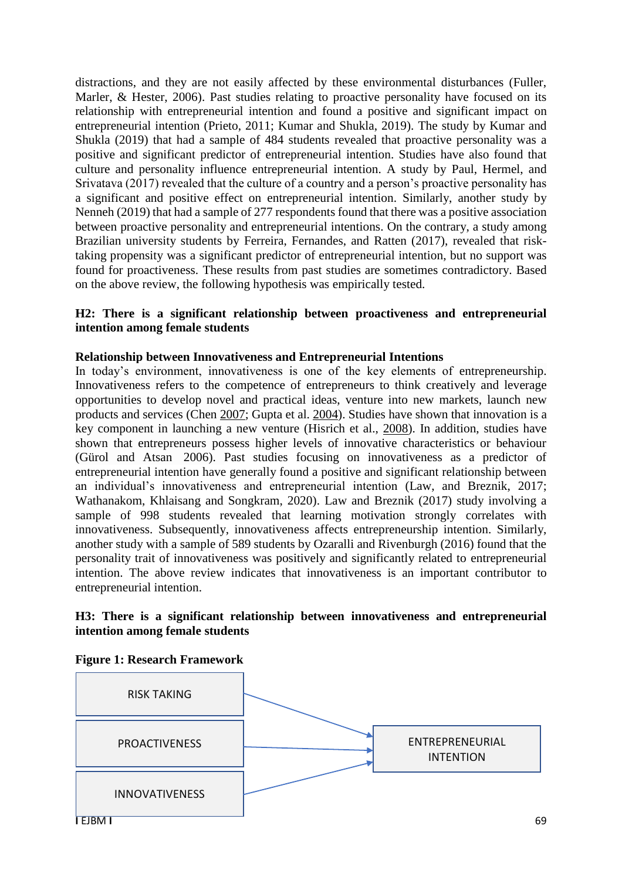distractions, and they are not easily affected by these environmental disturbances (Fuller, Marler, & Hester, 2006). Past studies relating to proactive personality have focused on its relationship with entrepreneurial intention and found a positive and significant impact on entrepreneurial intention (Prieto, 2011; Kumar and Shukla, 2019). The study by Kumar and Shukla (2019) that had a sample of 484 students revealed that proactive personality was a positive and significant predictor of entrepreneurial intention. Studies have also found that culture and personality influence entrepreneurial intention. A study by Paul, Hermel, and Srivatava (2017) revealed that the culture of a country and a person's proactive personality has a significant and positive effect on entrepreneurial intention. Similarly, another study by Nenneh (2019) that had a sample of 277 respondents found that there was a positive association between proactive personality and entrepreneurial intentions. On the contrary, a study among Brazilian university students by Ferreira, Fernandes, and Ratten (2017), revealed that risk-taking propensity was a significant predictor of entrepreneurial intention, but no support was found for proactiveness. These results from past studies are sometimes contradictory. Based on the above review, the following hypothesis was empirically tested.

**H2: There is a significant relationship between proactiveness and entrepreneurial intention among female students**

### Relationship between Innovativeness and Entrepreneurial Intentions

In today's environment, innovativeness is one of the key elements of entrepreneurship. Innovativeness refers to the competence of entrepreneurs to think creatively and leverage opportunities to develop novel and practical ideas, venture into new markets, launch new products and services (Chen 2007; Gupta et al. 2004). Studies have shown that innovation is a key component in launching a new venture (Hisrich et al., 2008). In addition, studies have shown that entrepreneurs possess higher levels of innovative characteristics or behaviour (Gürol and Atsan 2006). Past studies focusing on innovativeness as a predictor of entrepreneurial intention have generally found a positive and significant relationship between an individual's innovativeness and entrepreneurial intention (Law, and Breznik, 2017; Wathanakom, Khlaisang and Songkram, 2020). Law and Breznik (2017) study involving a sample of 998 students revealed that learning motivation strongly correlates with innovativeness. Subsequently, innovativeness affects entrepreneurship intention. Similarly, another study with a sample of 589 students by Ozaralli and Rivenburgh (2016) found that the personality trait of innovativeness was positively and significantly related to entrepreneurial intention. The above review indicates that innovativeness is an important contributor to entrepreneurial intention.

**H3: There is a significant relationship between innovativeness and entrepreneurial intention among female students**

**Figure 1: Research Framework**

RISK TAKING → ENTREPRENEURIAL INTENTION

PROACTIVENESS → ENTREPRENEURIAL INTENTION

INNOVATIVENESS → ENTREPRENEURIAL INTENTION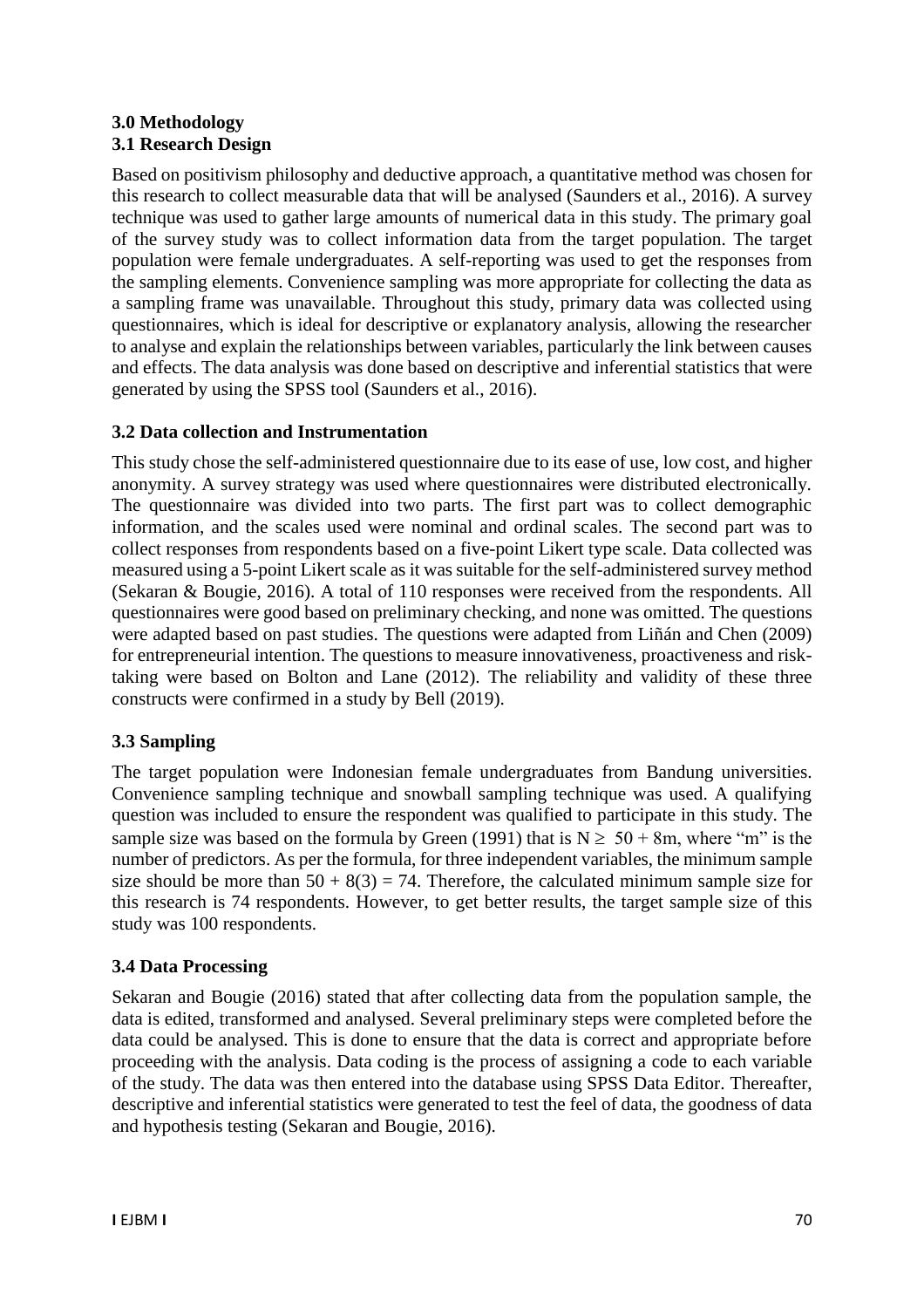## 3.0 Methodology

### 3.1 Research Design

Based on positivism philosophy and deductive approach, a quantitative method was chosen for this research to collect measurable data that will be analysed (Saunders et al., 2016). A survey technique was used to gather large amounts of numerical data in this study. The primary goal of the survey study was to collect information data from the target population. The target population were female undergraduates. A self-reporting was used to get the responses from the sampling elements. Convenience sampling was more appropriate for collecting the data as a sampling frame was unavailable. Throughout this study, primary data was collected using questionnaires, which is ideal for descriptive or explanatory analysis, allowing the researcher to analyse and explain the relationships between variables, particularly the link between causes and effects. The data analysis was done based on descriptive and inferential statistics that were generated by using the SPSS tool (Saunders et al., 2016).

### 3.2 Data collection and Instrumentation

This study chose the self-administered questionnaire due to its ease of use, low cost, and higher anonymity. A survey strategy was used where questionnaires were distributed electronically. The questionnaire was divided into two parts. The first part was to collect demographic information, and the scales used were nominal and ordinal scales. The second part was to collect responses from respondents based on a five-point Likert type scale. Data collected was measured using a 5-point Likert scale as it was suitable for the self-administered survey method (Sekaran & Bougie, 2016). A total of 110 responses were received from the respondents. All questionnaires were good based on preliminary checking, and none was omitted. The questions were adapted based on past studies. The questions were adapted from Liñán and Chen (2009) for entrepreneurial intention. The questions to measure innovativeness, proactiveness and risk-taking were based on Bolton and Lane (2012). The reliability and validity of these three constructs were confirmed in a study by Bell (2019).

### 3.3 Sampling

The target population were Indonesian female undergraduates from Bandung universities. Convenience sampling technique and snowball sampling technique was used. A qualifying question was included to ensure the respondent was qualified to participate in this study. The sample size was based on the formula by Green (1991) that is $N \geq 50 + 8m$, where "m" is the number of predictors. As per the formula, for three independent variables, the minimum sample size should be more than $50 + 8(3) = 74$. Therefore, the calculated minimum sample size for this research is 74 respondents. However, to get better results, the target sample size of this study was 100 respondents.

### 3.4 Data Processing

Sekaran and Bougie (2016) stated that after collecting data from the population sample, the data is edited, transformed and analysed. Several preliminary steps were completed before the data could be analysed. This is done to ensure that the data is correct and appropriate before proceeding with the analysis. Data coding is the process of assigning a code to each variable of the study. The data was then entered into the database using SPSS Data Editor. Thereafter, descriptive and inferential statistics were generated to test the feel of data, the goodness of data and hypothesis testing (Sekaran and Bougie, 2016).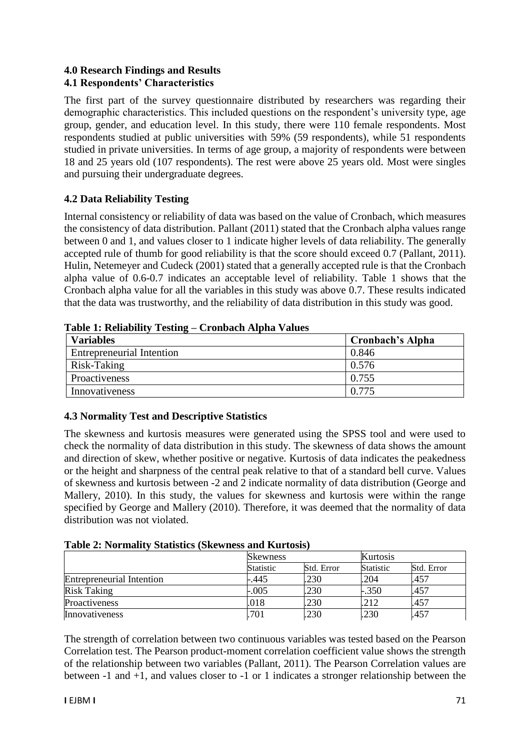## 4.0 Research Findings and Results

### 4.1 Respondents' Characteristics

The first part of the survey questionnaire distributed by researchers was regarding their demographic characteristics. This included questions on the respondent's university type, age group, gender, and education level. In this study, there were 110 female respondents. Most respondents studied at public universities with 59% (59 respondents), while 51 respondents studied in private universities. In terms of age group, a majority of respondents were between 18 and 25 years old (107 respondents). The rest were above 25 years old. Most were singles and pursuing their undergraduate degrees.

### 4.2 Data Reliability Testing

Internal consistency or reliability of data was based on the value of Cronbach, which measures the consistency of data distribution. Pallant (2011) stated that the Cronbach alpha values range between 0 and 1, and values closer to 1 indicate higher levels of data reliability. The generally accepted rule of thumb for good reliability is that the score should exceed 0.7 (Pallant, 2011). Hulin, Netemeyer and Cudeck (2001) stated that a generally accepted rule is that the Cronbach alpha value of 0.6-0.7 indicates an acceptable level of reliability. Table 1 shows that the Cronbach alpha value for all the variables in this study was above 0.7. These results indicated that the data was trustworthy, and the reliability of data distribution in this study was good.

**Table 1: Reliability Testing – Cronbach Alpha Values**

| Variables | Cronbach's Alpha |
|---|---|
| Entrepreneurial Intention | 0.846 |
| Risk-Taking | 0.576 |
| Proactiveness | 0.755 |
| Innovativeness | 0.775 |

### 4.3 Normality Test and Descriptive Statistics

The skewness and kurtosis measures were generated using the SPSS tool and were used to check the normality of data distribution in this study. The skewness of data shows the amount and direction of skew, whether positive or negative. Kurtosis of data indicates the peakedness or the height and sharpness of the central peak relative to that of a standard bell curve. Values of skewness and kurtosis between -2 and 2 indicate normality of data distribution (George and Mallery, 2010). In this study, the values for skewness and kurtosis were within the range specified by George and Mallery (2010). Therefore, it was deemed that the normality of data distribution was not violated.

**Table 2: Normality Statistics (Skewness and Kurtosis)**

| | Skewness | | Kurtosis | |
|---|---|---|---|---|
| | Statistic | Std. Error | Statistic | Std. Error |
| Entrepreneurial Intention | -.445 | .230 | .204 | .457 |
| Risk Taking | -.005 | .230 | -.350 | .457 |
| Proactiveness | .018 | .230 | .212 | .457 |
| Innovativeness | .701 | .230 | .230 | .457 |

The strength of correlation between two continuous variables was tested based on the Pearson Correlation test. The Pearson product-moment correlation coefficient value shows the strength of the relationship between two variables (Pallant, 2011). The Pearson Correlation values are between -1 and +1, and values closer to -1 or 1 indicates a stronger relationship between the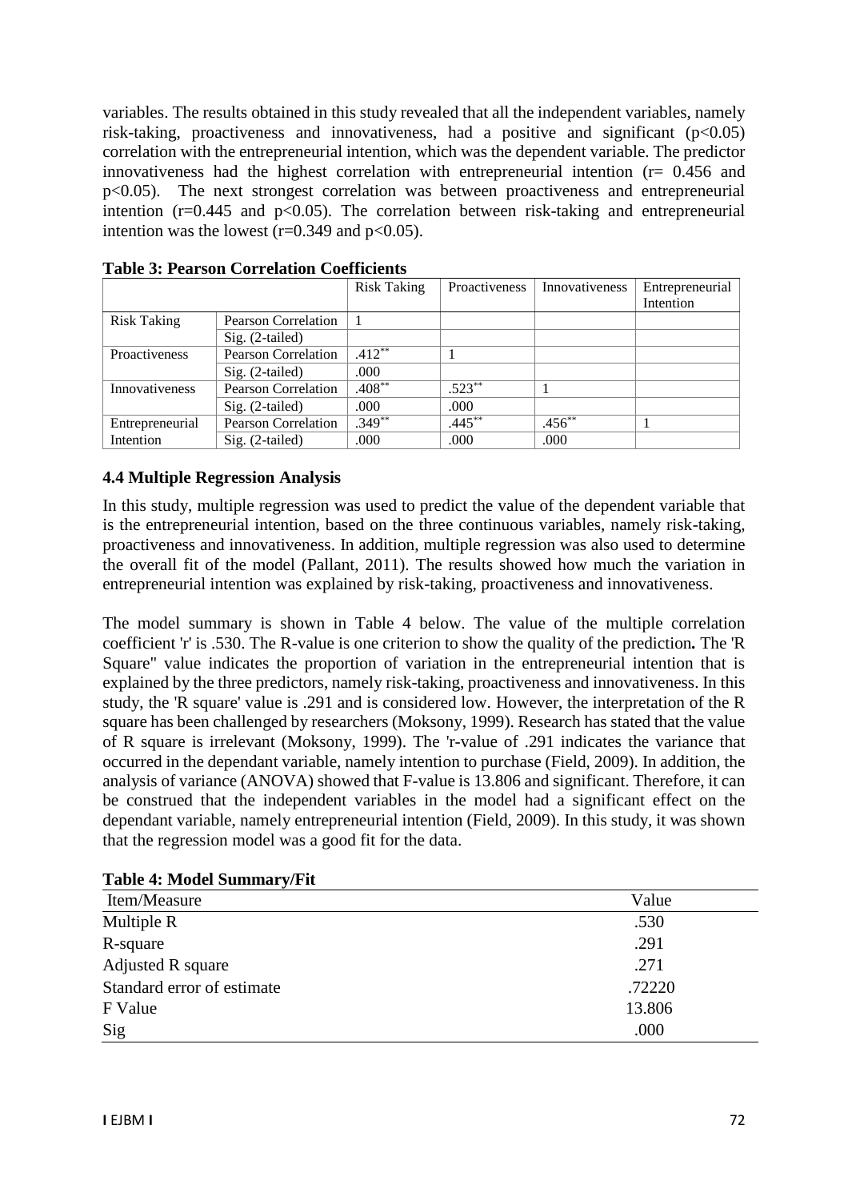variables. The results obtained in this study revealed that all the independent variables, namely risk-taking, proactiveness and innovativeness, had a positive and significant ($p<0.05$) correlation with the entrepreneurial intention, which was the dependent variable. The predictor innovativeness had the highest correlation with entrepreneurial intention ($r= 0.456$ and $p<0.05$). The next strongest correlation was between proactiveness and entrepreneurial intention ($r=0.445$ and $p<0.05$). The correlation between risk-taking and entrepreneurial intention was the lowest ($r=0.349$ and $p<0.05$).

**Table 3: Pearson Correlation Coefficients**

| | | Risk Taking | Proactiveness | Innovativeness | Entrepreneurial Intention |
|---|---|---|---|---|---|
| Risk Taking | Pearson Correlation | 1 | | | |
| | Sig. (2-tailed) | | | | |
| Proactiveness | Pearson Correlation | .412** | 1 | | |
| | Sig. (2-tailed) | .000 | | | |
| Innovativeness | Pearson Correlation | .408** | .523** | 1 | |
| | Sig. (2-tailed) | .000 | .000 | | |
| Entrepreneurial Intention | Pearson Correlation | .349** | .445** | .456** | 1 |
| | Sig. (2-tailed) | .000 | .000 | .000 | |

### 4.4 Multiple Regression Analysis

In this study, multiple regression was used to predict the value of the dependent variable that is the entrepreneurial intention, based on the three continuous variables, namely risk-taking, proactiveness and innovativeness. In addition, multiple regression was also used to determine the overall fit of the model (Pallant, 2011). The results showed how much the variation in entrepreneurial intention was explained by risk-taking, proactiveness and innovativeness.

The model summary is shown in Table 4 below. The value of the multiple correlation coefficient 'r' is .530. The R-value is one criterion to show the quality of the prediction**.** The 'R Square" value indicates the proportion of variation in the entrepreneurial intention that is explained by the three predictors, namely risk-taking, proactiveness and innovativeness. In this study, the 'R square' value is .291 and is considered low. However, the interpretation of the R square has been challenged by researchers (Moksony, 1999). Research has stated that the value of R square is irrelevant (Moksony, 1999). The 'r-value of .291 indicates the variance that occurred in the dependant variable, namely intention to purchase (Field, 2009). In addition, the analysis of variance (ANOVA) showed that F-value is 13.806 and significant. Therefore, it can be construed that the independent variables in the model had a significant effect on the dependant variable, namely entrepreneurial intention (Field, 2009). In this study, it was shown that the regression model was a good fit for the data.

**Table 4: Model Summary/Fit**

| Item/Measure | Value |
|---|---|
| Multiple R | .530 |
| R-square | .291 |
| Adjusted R square | .271 |
| Standard error of estimate | .72220 |
| F Value | 13.806 |
| Sig | .000 |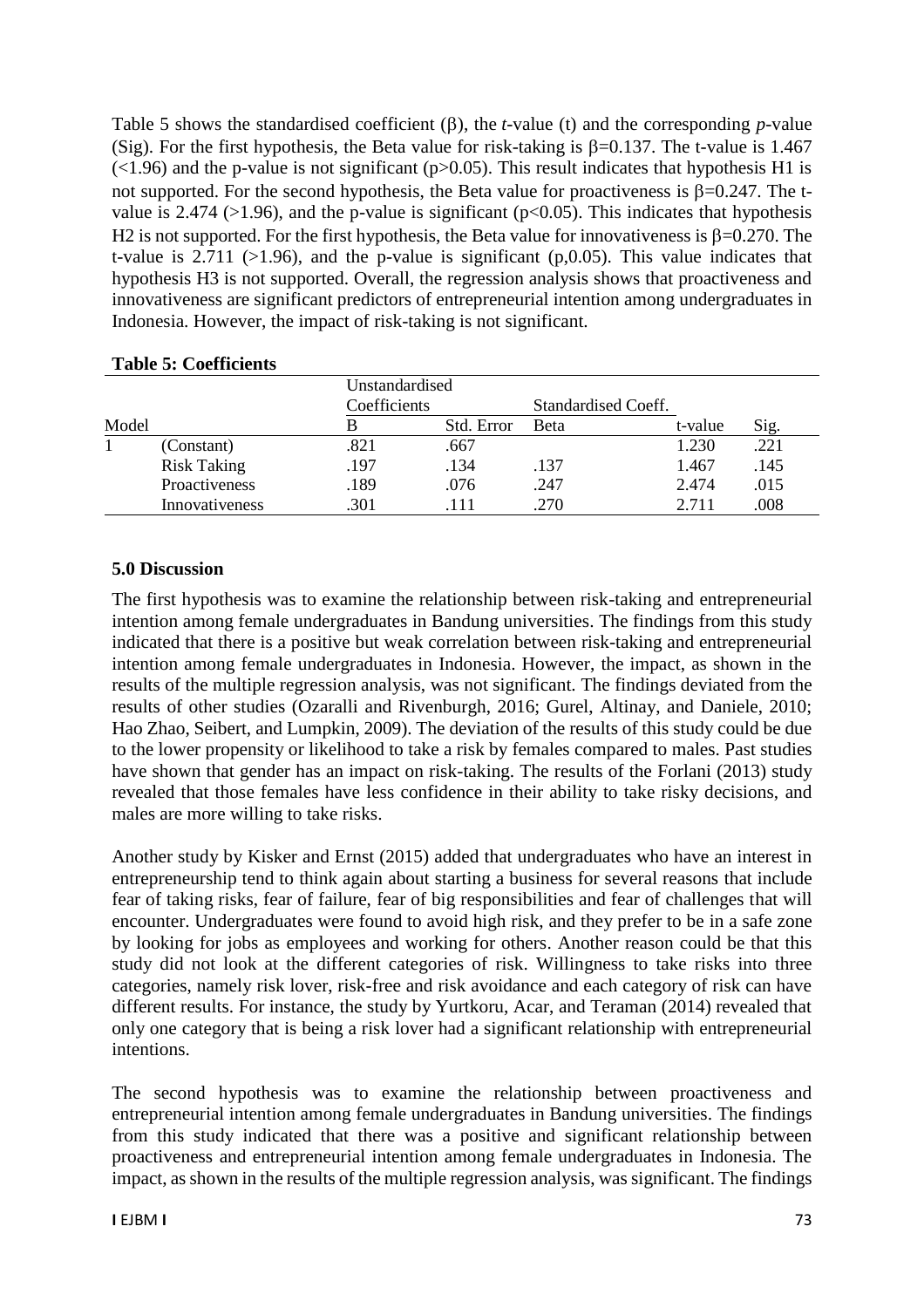Table 5 shows the standardised coefficient (β), the *t*-value (t) and the corresponding *p*-value (Sig). For the first hypothesis, the Beta value for risk-taking is β=0.137. The t-value is 1.467 (<1.96) and the p-value is not significant (p>0.05). This result indicates that hypothesis H1 is not supported. For the second hypothesis, the Beta value for proactiveness is β=0.247. The t-value is 2.474 (>1.96), and the p-value is significant (p<0.05). This indicates that hypothesis H2 is not supported. For the first hypothesis, the Beta value for innovativeness is β=0.270. The t-value is 2.711 (>1.96), and the p-value is significant (p,0.05). This value indicates that hypothesis H3 is not supported. Overall, the regression analysis shows that proactiveness and innovativeness are significant predictors of entrepreneurial intention among undergraduates in Indonesia. However, the impact of risk-taking is not significant.

**Table 5: Coefficients**

| | | Unstandardised Coefficients | | Standardised Coeff. | | |
|---|---|---|---|---|---|---|
| Model | | B | Std. Error | Beta | t-value | Sig. |
| 1 | (Constant) | .821 | .667 | | 1.230 | .221 |
| | Risk Taking | .197 | .134 | .137 | 1.467 | .145 |
| | Proactiveness | .189 | .076 | .247 | 2.474 | .015 |
| | Innovativeness | .301 | .111 | .270 | 2.711 | .008 |

## 5.0 Discussion

The first hypothesis was to examine the relationship between risk-taking and entrepreneurial intention among female undergraduates in Bandung universities. The findings from this study indicated that there is a positive but weak correlation between risk-taking and entrepreneurial intention among female undergraduates in Indonesia. However, the impact, as shown in the results of the multiple regression analysis, was not significant. The findings deviated from the results of other studies (Ozaralli and Rivenburgh, 2016; Gurel, Altinay, and Daniele, 2010; Hao Zhao, Seibert, and Lumpkin, 2009). The deviation of the results of this study could be due to the lower propensity or likelihood to take a risk by females compared to males. Past studies have shown that gender has an impact on risk-taking. The results of the Forlani (2013) study revealed that those females have less confidence in their ability to take risky decisions, and males are more willing to take risks.

Another study by Kisker and Ernst (2015) added that undergraduates who have an interest in entrepreneurship tend to think again about starting a business for several reasons that include fear of taking risks, fear of failure, fear of big responsibilities and fear of challenges that will encounter. Undergraduates were found to avoid high risk, and they prefer to be in a safe zone by looking for jobs as employees and working for others. Another reason could be that this study did not look at the different categories of risk. Willingness to take risks into three categories, namely risk lover, risk-free and risk avoidance and each category of risk can have different results. For instance, the study by Yurtkoru, Acar, and Teraman (2014) revealed that only one category that is being a risk lover had a significant relationship with entrepreneurial intentions.

The second hypothesis was to examine the relationship between proactiveness and entrepreneurial intention among female undergraduates in Bandung universities. The findings from this study indicated that there was a positive and significant relationship between proactiveness and entrepreneurial intention among female undergraduates in Indonesia. The impact, as shown in the results of the multiple regression analysis, was significant. The findings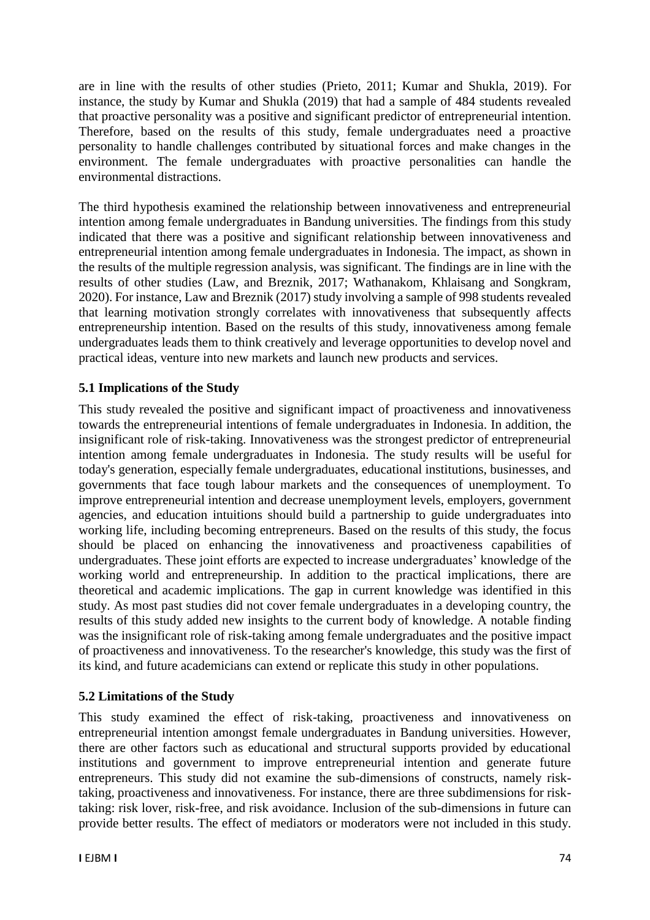are in line with the results of other studies (Prieto, 2011; Kumar and Shukla, 2019). For instance, the study by Kumar and Shukla (2019) that had a sample of 484 students revealed that proactive personality was a positive and significant predictor of entrepreneurial intention. Therefore, based on the results of this study, female undergraduates need a proactive personality to handle challenges contributed by situational forces and make changes in the environment. The female undergraduates with proactive personalities can handle the environmental distractions.

The third hypothesis examined the relationship between innovativeness and entrepreneurial intention among female undergraduates in Bandung universities. The findings from this study indicated that there was a positive and significant relationship between innovativeness and entrepreneurial intention among female undergraduates in Indonesia. The impact, as shown in the results of the multiple regression analysis, was significant. The findings are in line with the results of other studies (Law, and Breznik, 2017; Wathanakom, Khlaisang and Songkram, 2020). For instance, Law and Breznik (2017) study involving a sample of 998 students revealed that learning motivation strongly correlates with innovativeness that subsequently affects entrepreneurship intention. Based on the results of this study, innovativeness among female undergraduates leads them to think creatively and leverage opportunities to develop novel and practical ideas, venture into new markets and launch new products and services.

## 5.1 Implications of the Study

This study revealed the positive and significant impact of proactiveness and innovativeness towards the entrepreneurial intentions of female undergraduates in Indonesia. In addition, the insignificant role of risk-taking. Innovativeness was the strongest predictor of entrepreneurial intention among female undergraduates in Indonesia. The study results will be useful for today's generation, especially female undergraduates, educational institutions, businesses, and governments that face tough labour markets and the consequences of unemployment. To improve entrepreneurial intention and decrease unemployment levels, employers, government agencies, and education intuitions should build a partnership to guide undergraduates into working life, including becoming entrepreneurs. Based on the results of this study, the focus should be placed on enhancing the innovativeness and proactiveness capabilities of undergraduates. These joint efforts are expected to increase undergraduates' knowledge of the working world and entrepreneurship. In addition to the practical implications, there are theoretical and academic implications. The gap in current knowledge was identified in this study. As most past studies did not cover female undergraduates in a developing country, the results of this study added new insights to the current body of knowledge. A notable finding was the insignificant role of risk-taking among female undergraduates and the positive impact of proactiveness and innovativeness. To the researcher's knowledge, this study was the first of its kind, and future academicians can extend or replicate this study in other populations.

## 5.2 Limitations of the Study

This study examined the effect of risk-taking, proactiveness and innovativeness on entrepreneurial intention amongst female undergraduates in Bandung universities. However, there are other factors such as educational and structural supports provided by educational institutions and government to improve entrepreneurial intention and generate future entrepreneurs. This study did not examine the sub-dimensions of constructs, namely risk-taking, proactiveness and innovativeness. For instance, there are three subdimensions for risk-taking: risk lover, risk-free, and risk avoidance. Inclusion of the sub-dimensions in future can provide better results. The effect of mediators or moderators were not included in this study.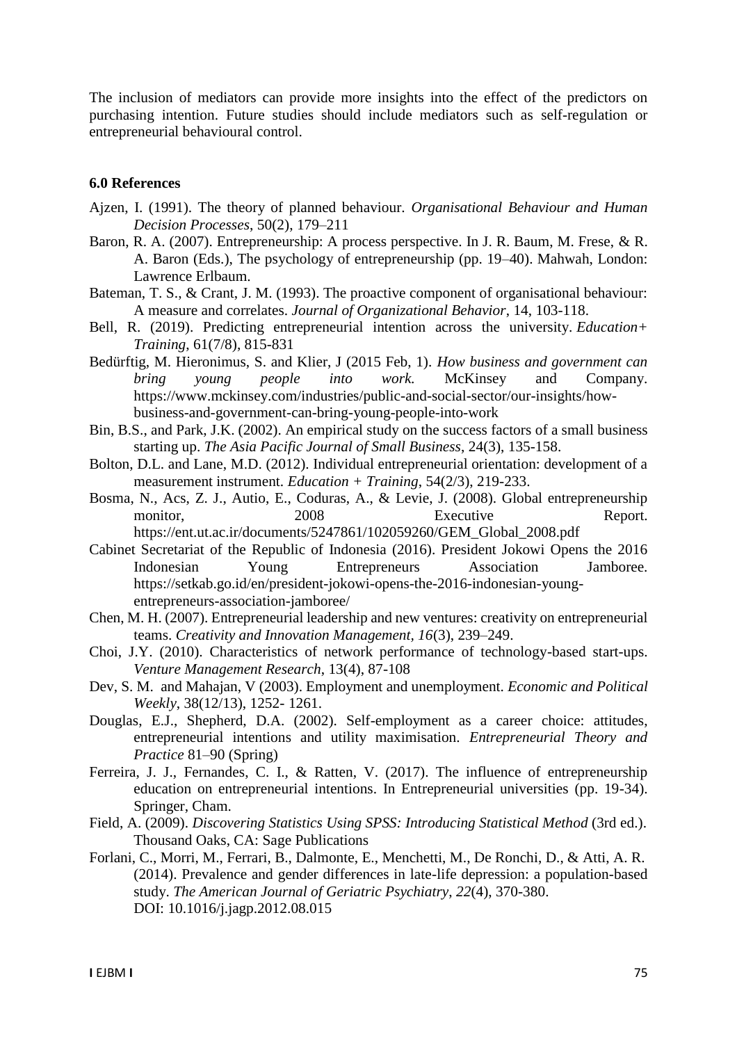The inclusion of mediators can provide more insights into the effect of the predictors on purchasing intention. Future studies should include mediators such as self-regulation or entrepreneurial behavioural control.

### 6.0 References

Ajzen, I. (1991). The theory of planned behaviour. *Organisational Behaviour and Human Decision Processes*, 50(2), 179–211

Baron, R. A. (2007). Entrepreneurship: A process perspective. In J. R. Baum, M. Frese, & R. A. Baron (Eds.), The psychology of entrepreneurship (pp. 19–40). Mahwah, London: Lawrence Erlbaum.

Bateman, T. S., & Crant, J. M. (1993). The proactive component of organisational behaviour: A measure and correlates. *Journal of Organizational Behavior*, 14, 103-118.

Bell, R. (2019). Predicting entrepreneurial intention across the university. *Education+ Training*, 61(7/8), 815-831

Bedürftig, M. Hieronimus, S. and Klier, J (2015 Feb, 1). *How business and government can bring young people into work.* McKinsey and Company. https://www.mckinsey.com/industries/public-and-social-sector/our-insights/how-business-and-government-can-bring-young-people-into-work

Bin, B.S., and Park, J.K. (2002). An empirical study on the success factors of a small business starting up. *The Asia Pacific Journal of Small Business*, 24(3), 135-158.

Bolton, D.L. and Lane, M.D. (2012). Individual entrepreneurial orientation: development of a measurement instrument. *Education + Training*, 54(2/3), 219-233.

Bosma, N., Acs, Z. J., Autio, E., Coduras, A., & Levie, J. (2008). Global entrepreneurship monitor, 2008 Executive Report. https://ent.ut.ac.ir/documents/5247861/102059260/GEM_Global_2008.pdf

Cabinet Secretariat of the Republic of Indonesia (2016). President Jokowi Opens the 2016 Indonesian Young Entrepreneurs Association Jamboree. https://setkab.go.id/en/president-jokowi-opens-the-2016-indonesian-young-entrepreneurs-association-jamboree/

Chen, M. H. (2007). Entrepreneurial leadership and new ventures: creativity on entrepreneurial teams. *Creativity and Innovation Management*, *16*(3), 239–249.

Choi, J.Y. (2010). Characteristics of network performance of technology-based start-ups. *Venture Management Research*, 13(4), 87-108

Dev, S. M. and Mahajan, V (2003). Employment and unemployment. *Economic and Political Weekly*, 38(12/13), 1252- 1261.

Douglas, E.J., Shepherd, D.A. (2002). Self-employment as a career choice: attitudes, entrepreneurial intentions and utility maximisation. *Entrepreneurial Theory and Practice* 81–90 (Spring)

Ferreira, J. J., Fernandes, C. I., & Ratten, V. (2017). The influence of entrepreneurship education on entrepreneurial intentions. In Entrepreneurial universities (pp. 19-34). Springer, Cham.

Field, A. (2009). *Discovering Statistics Using SPSS: Introducing Statistical Method* (3rd ed.). Thousand Oaks, CA: Sage Publications

Forlani, C., Morri, M., Ferrari, B., Dalmonte, E., Menchetti, M., De Ronchi, D., & Atti, A. R. (2014). Prevalence and gender differences in late-life depression: a population-based study. *The American Journal of Geriatric Psychiatry*, *22*(4), 370-380. DOI: 10.1016/j.jagp.2012.08.015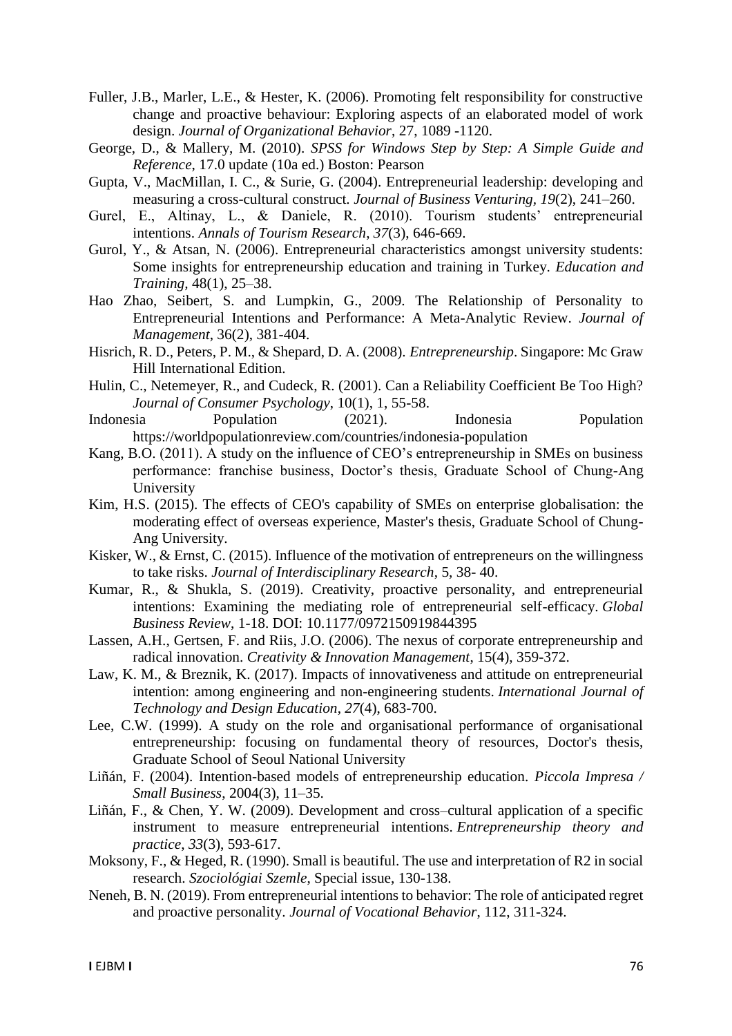Fuller, J.B., Marler, L.E., & Hester, K. (2006). Promoting felt responsibility for constructive change and proactive behaviour: Exploring aspects of an elaborated model of work design. *Journal of Organizational Behavior*, 27, 1089 -1120.

George, D., & Mallery, M. (2010). *SPSS for Windows Step by Step: A Simple Guide and Reference*, 17.0 update (10a ed.) Boston: Pearson

Gupta, V., MacMillan, I. C., & Surie, G. (2004). Entrepreneurial leadership: developing and measuring a cross-cultural construct. *Journal of Business Venturing*, *19*(2), 241–260.

Gurel, E., Altinay, L., & Daniele, R. (2010). Tourism students' entrepreneurial intentions. *Annals of Tourism Research*, *37*(3), 646-669.

Gurol, Y., & Atsan, N. (2006). Entrepreneurial characteristics amongst university students: Some insights for entrepreneurship education and training in Turkey. *Education and Training*, 48(1), 25–38.

Hao Zhao, Seibert, S. and Lumpkin, G., 2009. The Relationship of Personality to Entrepreneurial Intentions and Performance: A Meta-Analytic Review. *Journal of Management*, 36(2), 381-404.

Hisrich, R. D., Peters, P. M., & Shepard, D. A. (2008). *Entrepreneurship*. Singapore: Mc Graw Hill International Edition.

Hulin, C., Netemeyer, R., and Cudeck, R. (2001). Can a Reliability Coefficient Be Too High? *Journal of Consumer Psychology*, 10(1), 1, 55-58.

Indonesia Population (2021). Indonesia Population https://worldpopulationreview.com/countries/indonesia-population

Kang, B.O. (2011). A study on the influence of CEO's entrepreneurship in SMEs on business performance: franchise business, Doctor's thesis, Graduate School of Chung-Ang University

Kim, H.S. (2015). The effects of CEO's capability of SMEs on enterprise globalisation: the moderating effect of overseas experience, Master's thesis, Graduate School of Chung-Ang University.

Kisker, W., & Ernst, C. (2015). Influence of the motivation of entrepreneurs on the willingness to take risks. *Journal of Interdisciplinary Research*, 5, 38- 40.

Kumar, R., & Shukla, S. (2019). Creativity, proactive personality, and entrepreneurial intentions: Examining the mediating role of entrepreneurial self-efficacy. *Global Business Review*, 1-18. DOI: 10.1177/0972150919844395

Lassen, A.H., Gertsen, F. and Riis, J.O. (2006). The nexus of corporate entrepreneurship and radical innovation. *Creativity & Innovation Management*, 15(4), 359-372.

Law, K. M., & Breznik, K. (2017). Impacts of innovativeness and attitude on entrepreneurial intention: among engineering and non-engineering students. *International Journal of Technology and Design Education*, *27*(4), 683-700.

Lee, C.W. (1999). A study on the role and organisational performance of organisational entrepreneurship: focusing on fundamental theory of resources, Doctor's thesis, Graduate School of Seoul National University

Liñán, F. (2004). Intention-based models of entrepreneurship education. *Piccola Impresa / Small Business*, 2004(3), 11–35.

Liñán, F., & Chen, Y. W. (2009). Development and cross–cultural application of a specific instrument to measure entrepreneurial intentions. *Entrepreneurship theory and practice*, *33*(3), 593-617.

Moksony, F., & Heged, R. (1990). Small is beautiful. The use and interpretation of R2 in social research. *Szociológiai Szemle*, Special issue, 130-138.

Neneh, B. N. (2019). From entrepreneurial intentions to behavior: The role of anticipated regret and proactive personality. *Journal of Vocational Behavior*, 112, 311-324.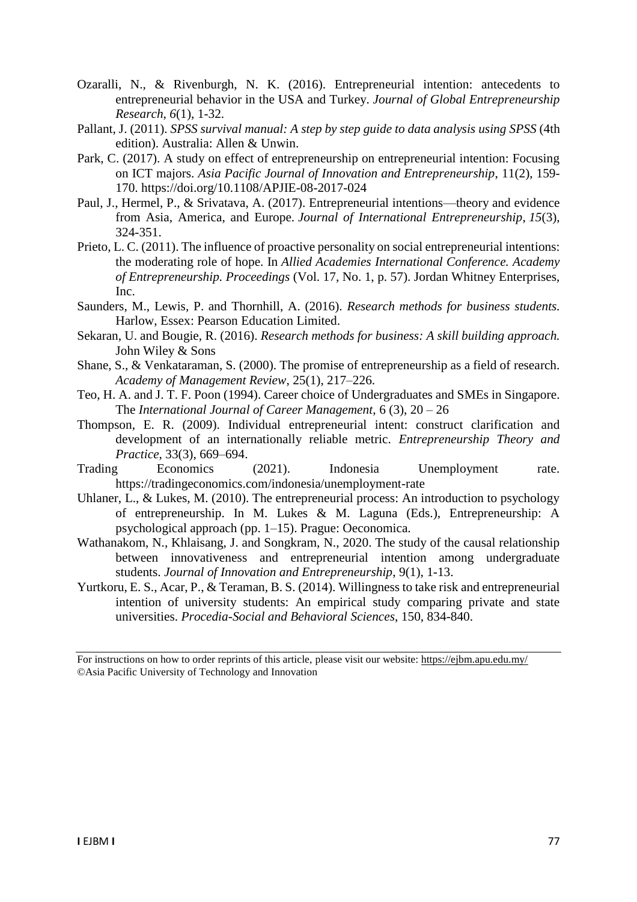Ozaralli, N., & Rivenburgh, N. K. (2016). Entrepreneurial intention: antecedents to entrepreneurial behavior in the USA and Turkey. *Journal of Global Entrepreneurship Research*, *6*(1), 1-32.

Pallant, J. (2011). *SPSS survival manual: A step by step guide to data analysis using SPSS* (4th edition). Australia: Allen & Unwin.

Park, C. (2017). A study on effect of entrepreneurship on entrepreneurial intention: Focusing on ICT majors. *Asia Pacific Journal of Innovation and Entrepreneurship*, 11(2), 159-170. https://doi.org/10.1108/APJIE-08-2017-024

Paul, J., Hermel, P., & Srivatava, A. (2017). Entrepreneurial intentions—theory and evidence from Asia, America, and Europe. *Journal of International Entrepreneurship*, *15*(3), 324-351.

Prieto, L. C. (2011). The influence of proactive personality on social entrepreneurial intentions: the moderating role of hope. In *Allied Academies International Conference. Academy of Entrepreneurship. Proceedings* (Vol. 17, No. 1, p. 57). Jordan Whitney Enterprises, Inc.

Saunders, M., Lewis, P. and Thornhill, A. (2016). *Research methods for business students.* Harlow, Essex: Pearson Education Limited.

Sekaran, U. and Bougie, R. (2016). *Research methods for business: A skill building approach.* John Wiley & Sons

Shane, S., & Venkataraman, S. (2000). The promise of entrepreneurship as a field of research. *Academy of Management Review*, 25(1), 217–226.

Teo, H. A. and J. T. F. Poon (1994). Career choice of Undergraduates and SMEs in Singapore. The *International Journal of Career Management*, 6 (3), 20 – 26

Thompson, E. R. (2009). Individual entrepreneurial intent: construct clarification and development of an internationally reliable metric. *Entrepreneurship Theory and Practice*, 33(3), 669–694.

Trading Economics (2021). Indonesia Unemployment rate. https://tradingeconomics.com/indonesia/unemployment-rate

Uhlaner, L., & Lukes, M. (2010). The entrepreneurial process: An introduction to psychology of entrepreneurship. In M. Lukes & M. Laguna (Eds.), Entrepreneurship: A psychological approach (pp. 1–15). Prague: Oeconomica.

Wathanakom, N., Khlaisang, J. and Songkram, N., 2020. The study of the causal relationship between innovativeness and entrepreneurial intention among undergraduate students. *Journal of Innovation and Entrepreneurship*, 9(1), 1-13.

Yurtkoru, E. S., Acar, P., & Teraman, B. S. (2014). Willingness to take risk and entrepreneurial intention of university students: An empirical study comparing private and state universities. *Procedia-Social and Behavioral Sciences*, 150, 834-840.

---

For instructions on how to order reprints of this article, please visit our website: https://ejbm.apu.edu.my/
©Asia Pacific University of Technology and Innovation